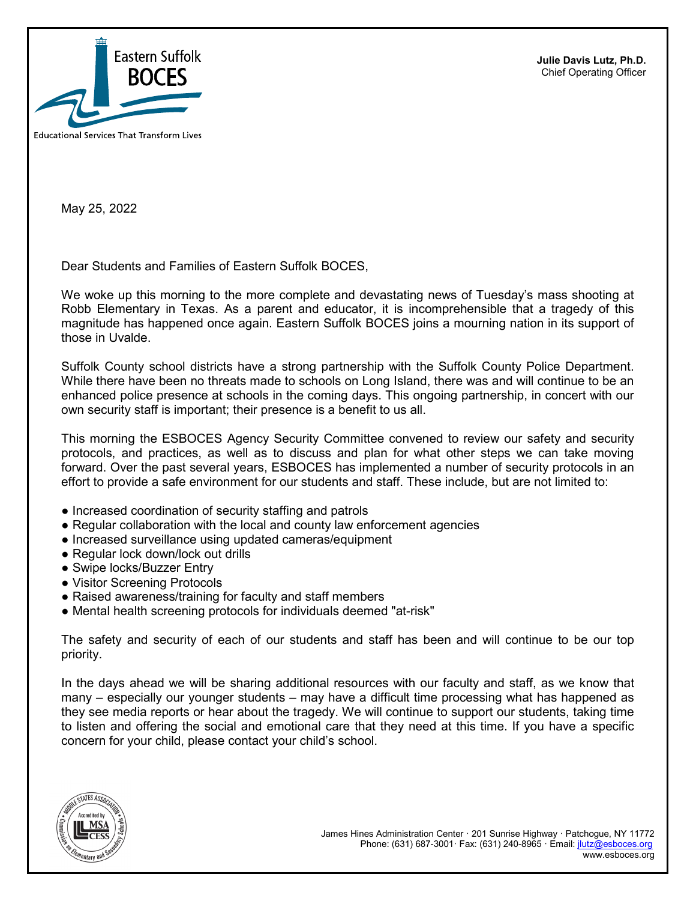Eastern Suffolk BOCES

Educational Services That Transform Lives

**Julie Davis Lutz, Ph.D.**
Chief Operating Officer

May 25, 2022

Dear Students and Families of Eastern Suffolk BOCES,

We woke up this morning to the more complete and devastating news of Tuesday's mass shooting at Robb Elementary in Texas. As a parent and educator, it is incomprehensible that a tragedy of this magnitude has happened once again. Eastern Suffolk BOCES joins a mourning nation in its support of those in Uvalde.

Suffolk County school districts have a strong partnership with the Suffolk County Police Department. While there have been no threats made to schools on Long Island, there was and will continue to be an enhanced police presence at schools in the coming days. This ongoing partnership, in concert with our own security staff is important; their presence is a benefit to us all.

This morning the ESBOCES Agency Security Committee convened to review our safety and security protocols, and practices, as well as to discuss and plan for what other steps we can take moving forward. Over the past several years, ESBOCES has implemented a number of security protocols in an effort to provide a safe environment for our students and staff. These include, but are not limited to:

- Increased coordination of security staffing and patrols
- Regular collaboration with the local and county law enforcement agencies
- Increased surveillance using updated cameras/equipment
- Regular lock down/lock out drills
- Swipe locks/Buzzer Entry
- Visitor Screening Protocols
- Raised awareness/training for faculty and staff members
- Mental health screening protocols for individuals deemed "at-risk"

The safety and security of each of our students and staff has been and will continue to be our top priority.

In the days ahead we will be sharing additional resources with our faculty and staff, as we know that many – especially our younger students – may have a difficult time processing what has happened as they see media reports or hear about the tragedy. We will continue to support our students, taking time to listen and offering the social and emotional care that they need at this time. If you have a specific concern for your child, please contact your child's school.

James Hines Administration Center · 201 Sunrise Highway · Patchogue, NY 11772
Phone: (631) 687-3001· Fax: (631) 240-8965 · Email: jlutz@esboces.org
www.esboces.org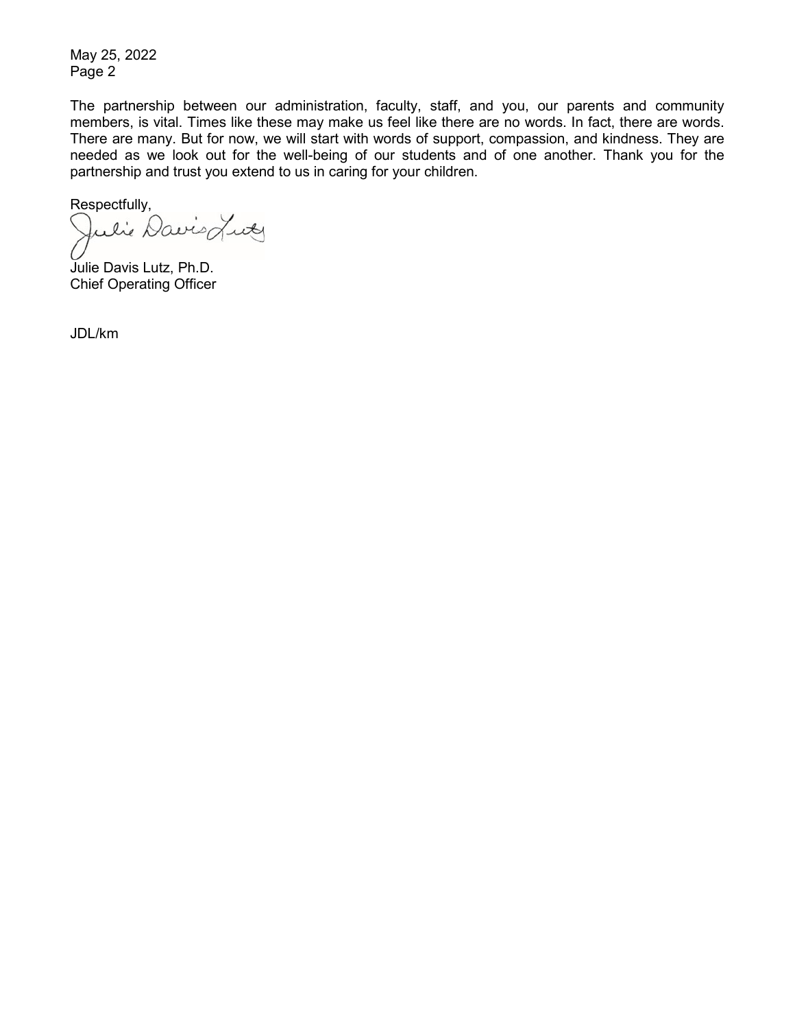The partnership between our administration, faculty, staff, and you, our parents and community members, is vital. Times like these may make us feel like there are no words. In fact, there are words. There are many. But for now, we will start with words of support, compassion, and kindness. They are needed as we look out for the well-being of our students and of one another. Thank you for the partnership and trust you extend to us in caring for your children.

Respectfully,

Julie Davis Lutz

Julie Davis Lutz, Ph.D.
Chief Operating Officer

JDL/km